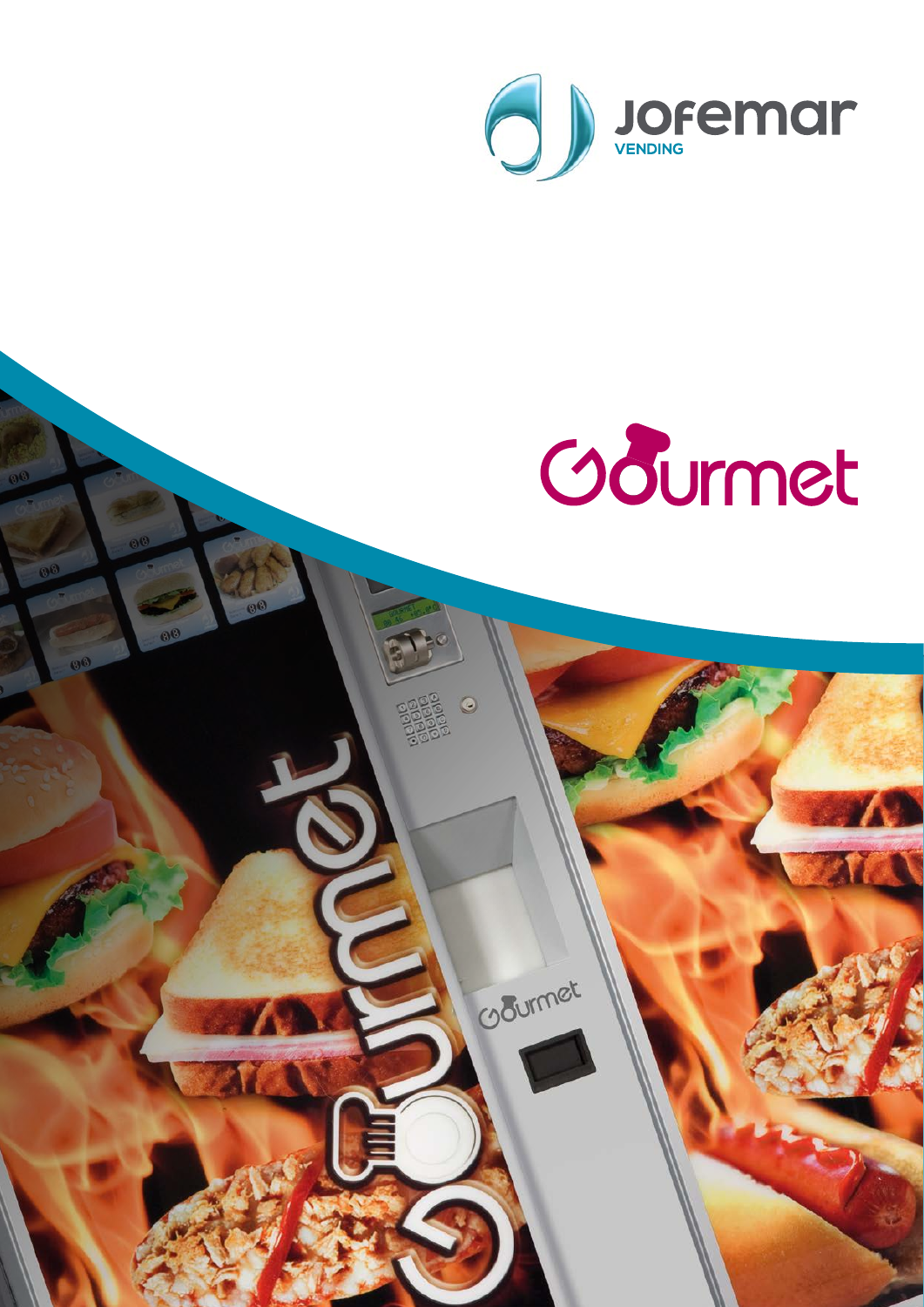Jofemar
VENDING

# Gourmet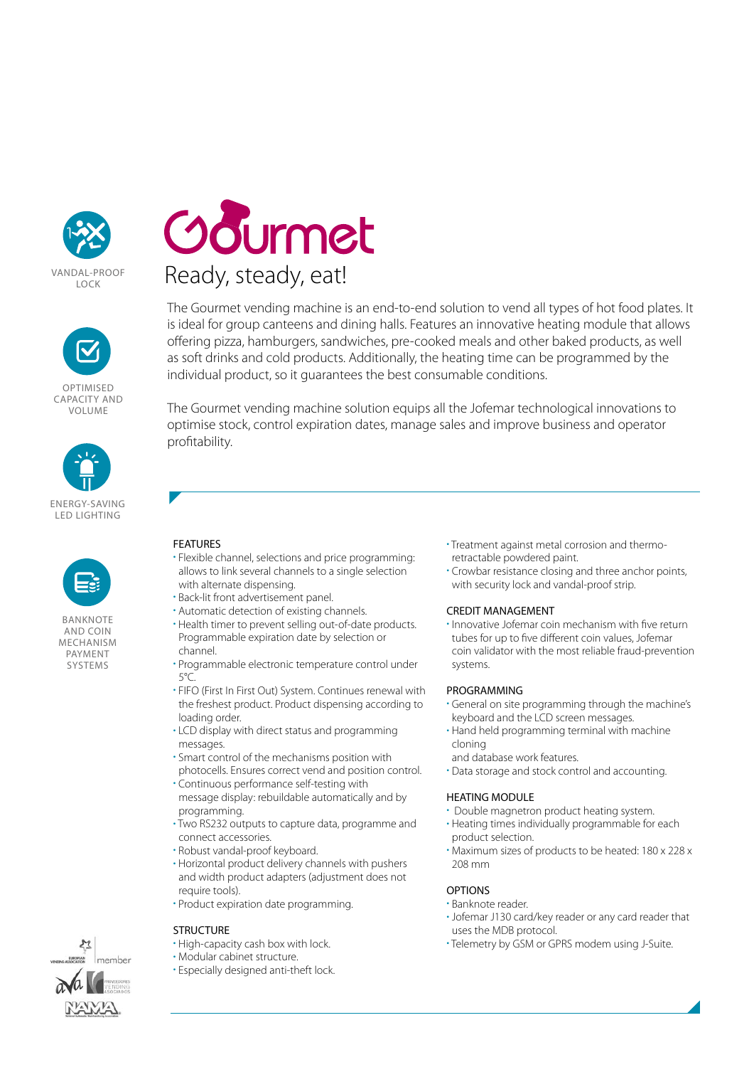VANDAL-PROOF LOCK

OPTIMISED CAPACITY AND VOLUME

ENERGY-SAVING LED LIGHTING

BANKNOTE AND COIN MECHANISM PAYMENT SYSTEMS

# Gourmet

## Ready, steady, eat!

The Gourmet vending machine is an end-to-end solution to vend all types of hot food plates. It is ideal for group canteens and dining halls. Features an innovative heating module that allows offering pizza, hamburgers, sandwiches, pre-cooked meals and other baked products, as well as soft drinks and cold products. Additionally, the heating time can be programmed by the individual product, so it guarantees the best consumable conditions.

The Gourmet vending machine solution equips all the Jofemar technological innovations to optimise stock, control expiration dates, manage sales and improve business and operator profitability.

### FEATURES

- Flexible channel, selections and price programming: allows to link several channels to a single selection with alternate dispensing.
- Back-lit front advertisement panel.
- Automatic detection of existing channels.
- Health timer to prevent selling out-of-date products. Programmable expiration date by selection or channel.
- Programmable electronic temperature control under 5°C.
- FIFO (First In First Out) System. Continues renewal with the freshest product. Product dispensing according to loading order.
- LCD display with direct status and programming messages.
- Smart control of the mechanisms position with photocells. Ensures correct vend and position control.
- Continuous performance self-testing with message display: rebuildable automatically and by programming.
- Two RS232 outputs to capture data, programme and connect accessories.
- Robust vandal-proof keyboard.
- Horizontal product delivery channels with pushers and width product adapters (adjustment does not require tools).
- Product expiration date programming.

### STRUCTURE

- High-capacity cash box with lock.
- Modular cabinet structure.
- Especially designed anti-theft lock.
- Treatment against metal corrosion and thermo-retractable powdered paint.
- Crowbar resistance closing and three anchor points, with security lock and vandal-proof strip.

### CREDIT MANAGEMENT

- Innovative Jofemar coin mechanism with five return tubes for up to five different coin values, Jofemar coin validator with the most reliable fraud-prevention systems.

### PROGRAMMING

- General on site programming through the machine's keyboard and the LCD screen messages.
- Hand held programming terminal with machine cloning and database work features.
- Data storage and stock control and accounting.

### HEATING MODULE

- Double magnetron product heating system.
- Heating times individually programmable for each product selection.
- Maximum sizes of products to be heated: 180 x 228 x 208 mm

### OPTIONS

- Banknote reader.
- Jofemar J130 card/key reader or any card reader that uses the MDB protocol.
- Telemetry by GSM or GPRS modem using J-Suite.

European Vending Association member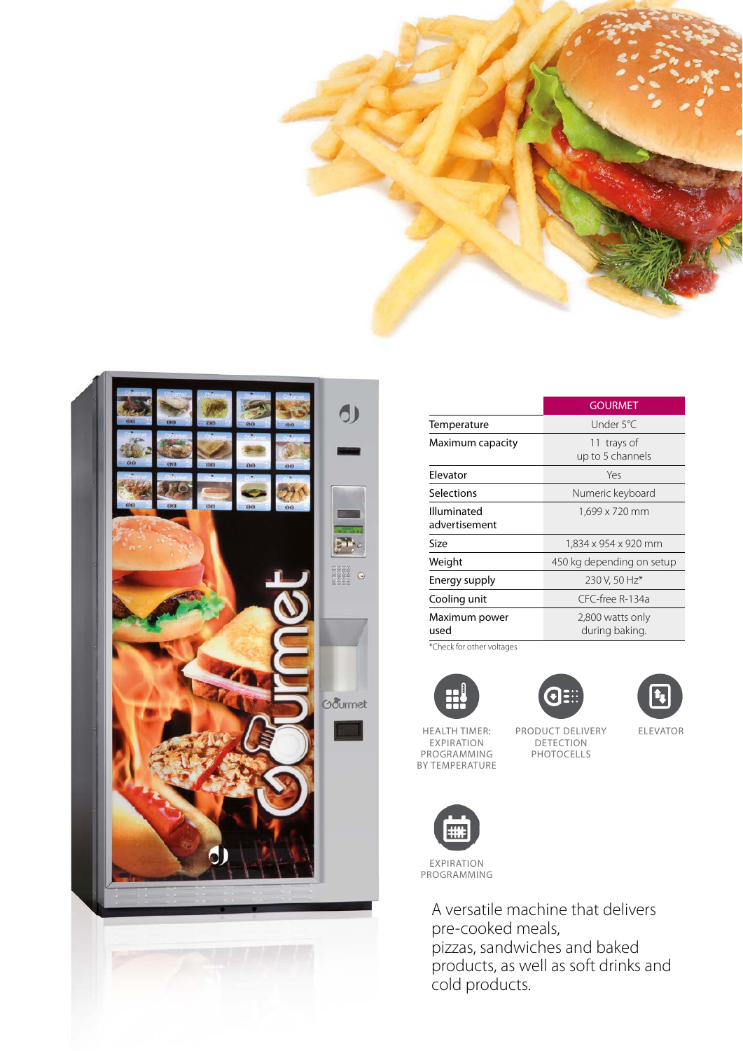| | GOURMET |
|---|---|
| Temperature | Under 5°C |
| Maximum capacity | 11 trays of up to 5 channels |
| Elevator | Yes |
| Selections | Numeric keyboard |
| Illuminated advertisement | 1,699 x 720 mm |
| Size | 1,834 x 954 x 920 mm |
| Weight | 450 kg depending on setup |
| Energy supply | 230 V, 50 Hz* |
| Cooling unit | CFC-free R-134a |
| Maximum power used | 2,800 watts only during baking. |

*Check for other voltages

HEALTH TIMER: EXPIRATION PROGRAMMING BY TEMPERATURE

PRODUCT DELIVERY DETECTION PHOTOCELLS

ELEVATOR

EXPIRATION PROGRAMMING

A versatile machine that delivers pre-cooked meals, pizzas, sandwiches and baked products, as well as soft drinks and cold products.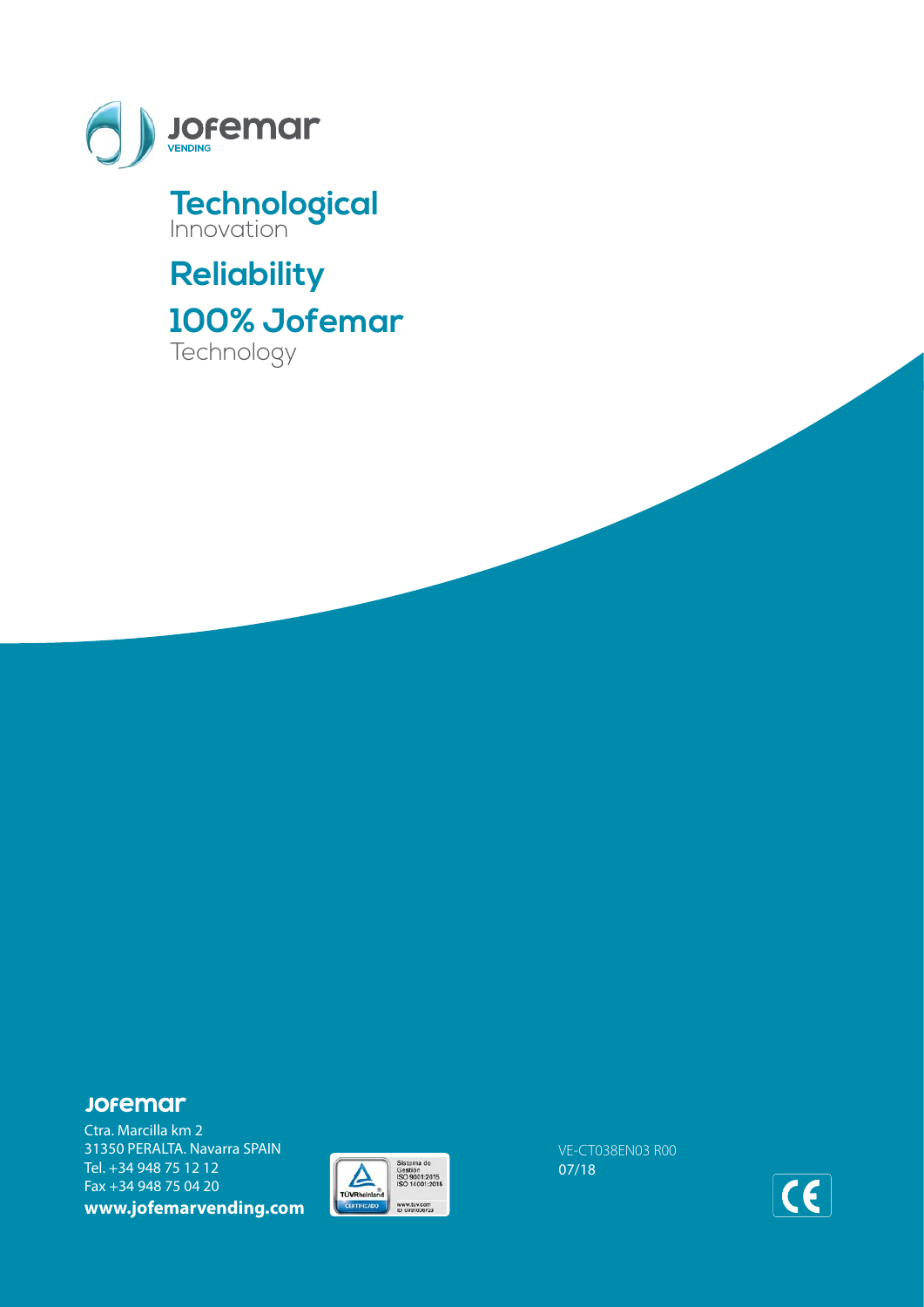Jofemar
VENDING

**Technological**
Innovation

**Reliability**

**100% Jofemar**
Technology

**Jofemar**

Ctra. Marcilla km 2
31350 PERALTA. Navarra SPAIN
Tel. +34 948 75 12 12
Fax +34 948 75 04 20
**www.jofemarvending.com**

Sistema de Gestión
ISO 9001:2015
ISO 14001:2015
TÜVRheinland
CERTIFICADO
www.tuv.com
ID 0910036723

VE-CT038EN03 R00
07/18

CE